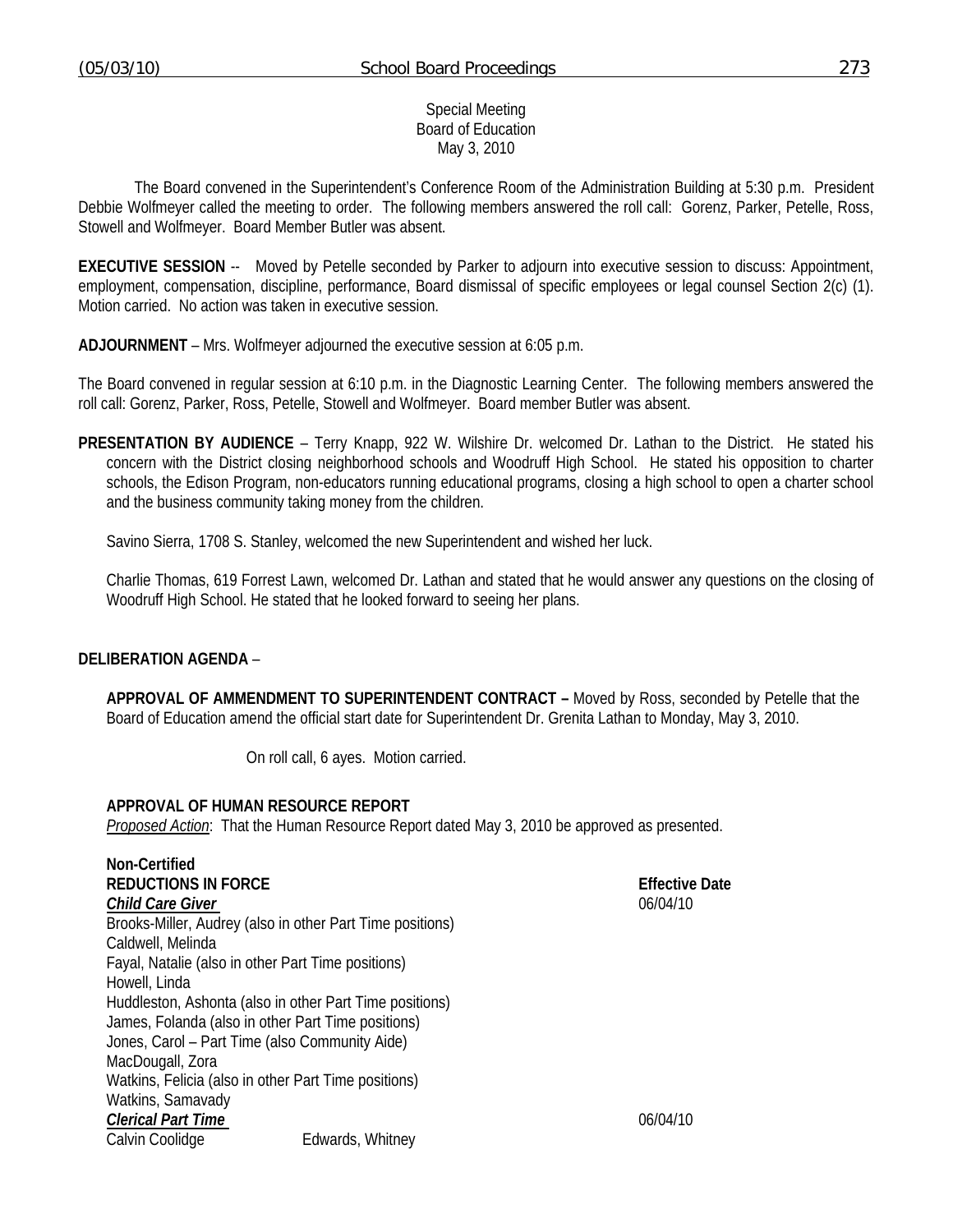Special Meeting
Board of Education
May 3, 2010

The Board convened in the Superintendent's Conference Room of the Administration Building at 5:30 p.m. President Debbie Wolfmeyer called the meeting to order. The following members answered the roll call: Gorenz, Parker, Petelle, Ross, Stowell and Wolfmeyer. Board Member Butler was absent.

**EXECUTIVE SESSION** -- Moved by Petelle seconded by Parker to adjourn into executive session to discuss: Appointment, employment, compensation, discipline, performance, Board dismissal of specific employees or legal counsel Section 2(c) (1). Motion carried. No action was taken in executive session.

**ADJOURNMENT** – Mrs. Wolfmeyer adjourned the executive session at 6:05 p.m.

The Board convened in regular session at 6:10 p.m. in the Diagnostic Learning Center. The following members answered the roll call: Gorenz, Parker, Ross, Petelle, Stowell and Wolfmeyer. Board member Butler was absent.

**PRESENTATION BY AUDIENCE** – Terry Knapp, 922 W. Wilshire Dr. welcomed Dr. Lathan to the District. He stated his concern with the District closing neighborhood schools and Woodruff High School. He stated his opposition to charter schools, the Edison Program, non-educators running educational programs, closing a high school to open a charter school and the business community taking money from the children.

Savino Sierra, 1708 S. Stanley, welcomed the new Superintendent and wished her luck.

Charlie Thomas, 619 Forrest Lawn, welcomed Dr. Lathan and stated that he would answer any questions on the closing of Woodruff High School. He stated that he looked forward to seeing her plans.

**DELIBERATION AGENDA** –

**APPROVAL OF AMMENDMENT TO SUPERINTENDENT CONTRACT –** Moved by Ross, seconded by Petelle that the Board of Education amend the official start date for Superintendent Dr. Grenita Lathan to Monday, May 3, 2010.

On roll call, 6 ayes. Motion carried.

**APPROVAL OF HUMAN RESOURCE REPORT**
*Proposed Action*: That the Human Resource Report dated May 3, 2010 be approved as presented.

**Non-Certified**

**REDUCTIONS IN FORCE** — **Effective Date**

***Child Care Giver*** — 06/04/10

Brooks-Miller, Audrey (also in other Part Time positions)
Caldwell, Melinda
Fayal, Natalie (also in other Part Time positions)
Howell, Linda
Huddleston, Ashonta (also in other Part Time positions)
James, Folanda (also in other Part Time positions)
Jones, Carol – Part Time (also Community Aide)
MacDougall, Zora
Watkins, Felicia (also in other Part Time positions)
Watkins, Samavady

***Clerical Part Time*** — 06/04/10

Calvin Coolidge — Edwards, Whitney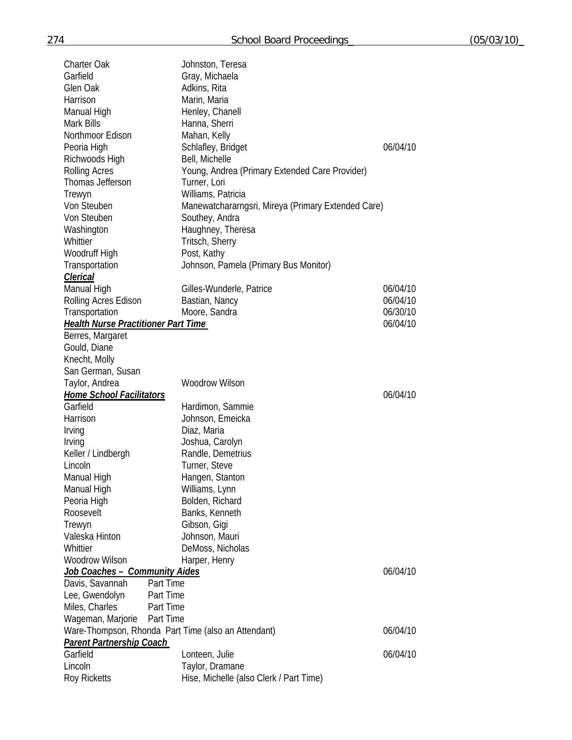| | | |
|---|---|---|
| Charter Oak | Johnston, Teresa | |
| Garfield | Gray, Michaela | |
| Glen Oak | Adkins, Rita | |
| Harrison | Marin, Maria | |
| Manual High | Henley, Chanell | |
| Mark Bills | Hanna, Sherri | |
| Northmoor Edison | Mahan, Kelly | |
| Peoria High | Schlafley, Bridget | 06/04/10 |
| Richwoods High | Bell, Michelle | |
| Rolling Acres | Young, Andrea (Primary Extended Care Provider) | |
| Thomas Jefferson | Turner, Lori | |
| Trewyn | Williams, Patricia | |
| Von Steuben | Manewatchararngsri, Mireya (Primary Extended Care) | |
| Von Steuben | Southey, Andra | |
| Washington | Haughney, Theresa | |
| Whittier | Tritsch, Sherry | |
| Woodruff High | Post, Kathy | |
| Transportation | Johnson, Pamela (Primary Bus Monitor) | |

***Clerical***

| | | |
|---|---|---|
| Manual High | Gilles-Wunderle, Patrice | 06/04/10 |
| Rolling Acres Edison | Bastian, Nancy | 06/04/10 |
| Transportation | Moore, Sandra | 06/30/10 |

***Health Nurse Practitioner Part Time*** 06/04/10

| | | |
|---|---|---|
| Berres, Margaret | | |
| Gould, Diane | | |
| Knecht, Molly | | |
| San German, Susan | | |
| Taylor, Andrea | Woodrow Wilson | |

***Home School Facilitators*** 06/04/10

| | | |
|---|---|---|
| Garfield | Hardimon, Sammie | |
| Harrison | Johnson, Emeicka | |
| Irving | Diaz, Maria | |
| Irving | Joshua, Carolyn | |
| Keller / Lindbergh | Randle, Demetrius | |
| Lincoln | Turner, Steve | |
| Manual High | Hangen, Stanton | |
| Manual High | Williams, Lynn | |
| Peoria High | Bolden, Richard | |
| Roosevelt | Banks, Kenneth | |
| Trewyn | Gibson, Gigi | |
| Valeska Hinton | Johnson, Mauri | |
| Whittier | DeMoss, Nicholas | |
| Woodrow Wilson | Harper, Henry | |

***Job Coaches – Community Aides*** 06/04/10

Davis, Savannah Part Time
Lee, Gwendolyn Part Time
Miles, Charles Part Time
Wageman, Marjorie Part Time
Ware-Thompson, Rhonda Part Time (also an Attendant) 06/04/10

***Parent Partnership Coach***

| | | |
|---|---|---|
| Garfield | Lonteen, Julie | 06/04/10 |
| Lincoln | Taylor, Dramane | |
| Roy Ricketts | Hise, Michelle (also Clerk / Part Time) | |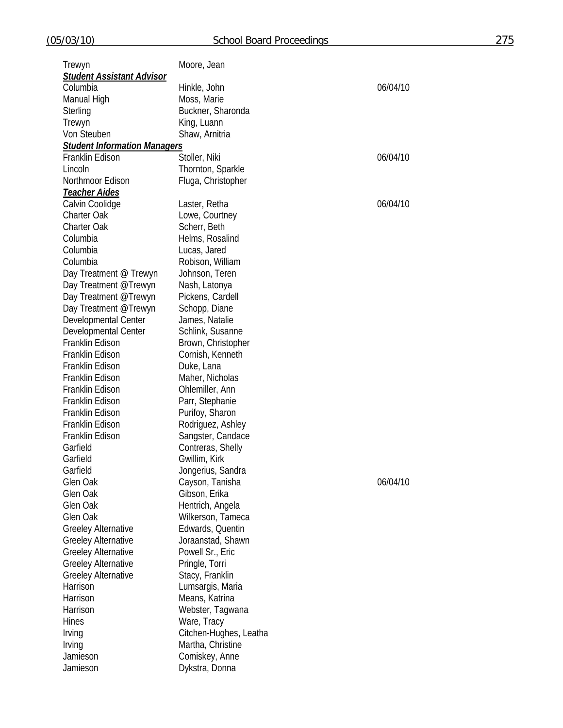| | | |
|---|---|---|
| Trewyn | Moore, Jean | |
| ***Student Assistant Advisor*** | | |
| Columbia | Hinkle, John | 06/04/10 |
| Manual High | Moss, Marie | |
| Sterling | Buckner, Sharonda | |
| Trewyn | King, Luann | |
| Von Steuben | Shaw, Arnitria | |
| ***Student Information Managers*** | | |
| Franklin Edison | Stoller, Niki | 06/04/10 |
| Lincoln | Thornton, Sparkle | |
| Northmoor Edison | Fluga, Christopher | |
| ***Teacher Aides*** | | |
| Calvin Coolidge | Laster, Retha | 06/04/10 |
| Charter Oak | Lowe, Courtney | |
| Charter Oak | Scherr, Beth | |
| Columbia | Helms, Rosalind | |
| Columbia | Lucas, Jared | |
| Columbia | Robison, William | |
| Day Treatment @ Trewyn | Johnson, Teren | |
| Day Treatment @Trewyn | Nash, Latonya | |
| Day Treatment @Trewyn | Pickens, Cardell | |
| Day Treatment @Trewyn | Schopp, Diane | |
| Developmental Center | James, Natalie | |
| Developmental Center | Schlink, Susanne | |
| Franklin Edison | Brown, Christopher | |
| Franklin Edison | Cornish, Kenneth | |
| Franklin Edison | Duke, Lana | |
| Franklin Edison | Maher, Nicholas | |
| Franklin Edison | Ohlemiller, Ann | |
| Franklin Edison | Parr, Stephanie | |
| Franklin Edison | Purifoy, Sharon | |
| Franklin Edison | Rodriguez, Ashley | |
| Franklin Edison | Sangster, Candace | |
| Garfield | Contreras, Shelly | |
| Garfield | Gwillim, Kirk | |
| Garfield | Jongerius, Sandra | |
| Glen Oak | Cayson, Tanisha | 06/04/10 |
| Glen Oak | Gibson, Erika | |
| Glen Oak | Hentrich, Angela | |
| Glen Oak | Wilkerson, Tameca | |
| Greeley Alternative | Edwards, Quentin | |
| Greeley Alternative | Joraanstad, Shawn | |
| Greeley Alternative | Powell Sr., Eric | |
| Greeley Alternative | Pringle, Torri | |
| Greeley Alternative | Stacy, Franklin | |
| Harrison | Lumsargis, Maria | |
| Harrison | Means, Katrina | |
| Harrison | Webster, Tagwana | |
| Hines | Ware, Tracy | |
| Irving | Citchen-Hughes, Leatha | |
| Irving | Martha, Christine | |
| Jamieson | Comiskey, Anne | |
| Jamieson | Dykstra, Donna | |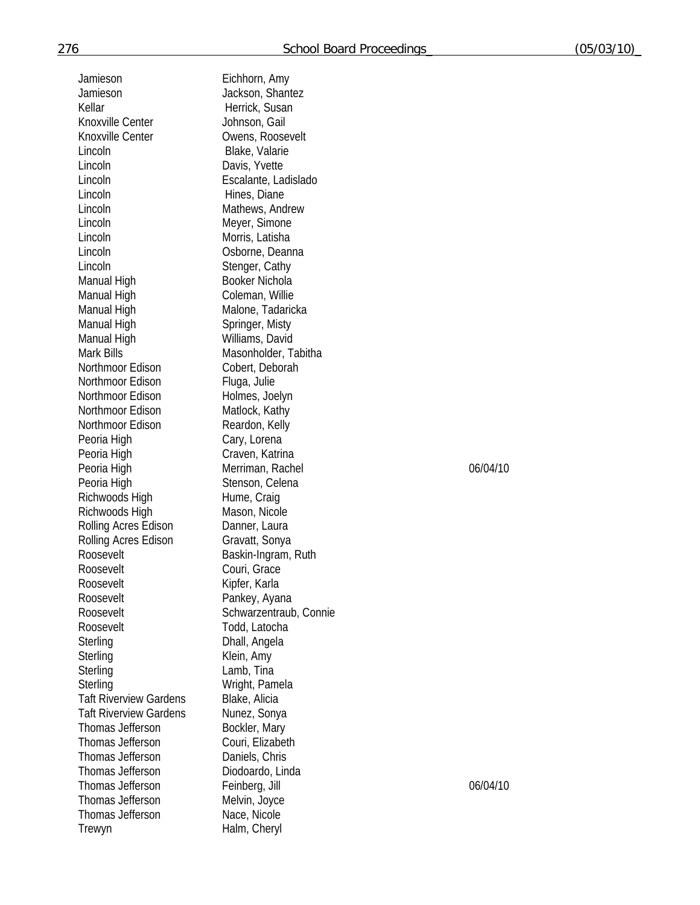| | | |
|---|---|---|
| Jamieson | Eichhorn, Amy | |
| Jamieson | Jackson, Shantez | |
| Kellar | Herrick, Susan | |
| Knoxville Center | Johnson, Gail | |
| Knoxville Center | Owens, Roosevelt | |
| Lincoln | Blake, Valarie | |
| Lincoln | Davis, Yvette | |
| Lincoln | Escalante, Ladislado | |
| Lincoln | Hines, Diane | |
| Lincoln | Mathews, Andrew | |
| Lincoln | Meyer, Simone | |
| Lincoln | Morris, Latisha | |
| Lincoln | Osborne, Deanna | |
| Lincoln | Stenger, Cathy | |
| Manual High | Booker Nichola | |
| Manual High | Coleman, Willie | |
| Manual High | Malone, Tadaricka | |
| Manual High | Springer, Misty | |
| Manual High | Williams, David | |
| Mark Bills | Masonholder, Tabitha | |
| Northmoor Edison | Cobert, Deborah | |
| Northmoor Edison | Fluga, Julie | |
| Northmoor Edison | Holmes, Joelyn | |
| Northmoor Edison | Matlock, Kathy | |
| Northmoor Edison | Reardon, Kelly | |
| Peoria High | Cary, Lorena | |
| Peoria High | Craven, Katrina | |
| Peoria High | Merriman, Rachel | 06/04/10 |
| Peoria High | Stenson, Celena | |
| Richwoods High | Hume, Craig | |
| Richwoods High | Mason, Nicole | |
| Rolling Acres Edison | Danner, Laura | |
| Rolling Acres Edison | Gravatt, Sonya | |
| Roosevelt | Baskin-Ingram, Ruth | |
| Roosevelt | Couri, Grace | |
| Roosevelt | Kipfer, Karla | |
| Roosevelt | Pankey, Ayana | |
| Roosevelt | Schwarzentraub, Connie | |
| Roosevelt | Todd, Latocha | |
| Sterling | Dhall, Angela | |
| Sterling | Klein, Amy | |
| Sterling | Lamb, Tina | |
| Sterling | Wright, Pamela | |
| Taft Riverview Gardens | Blake, Alicia | |
| Taft Riverview Gardens | Nunez, Sonya | |
| Thomas Jefferson | Bockler, Mary | |
| Thomas Jefferson | Couri, Elizabeth | |
| Thomas Jefferson | Daniels, Chris | |
| Thomas Jefferson | Diodoardo, Linda | |
| Thomas Jefferson | Feinberg, Jill | 06/04/10 |
| Thomas Jefferson | Melvin, Joyce | |
| Thomas Jefferson | Nace, Nicole | |
| Trewyn | Halm, Cheryl | |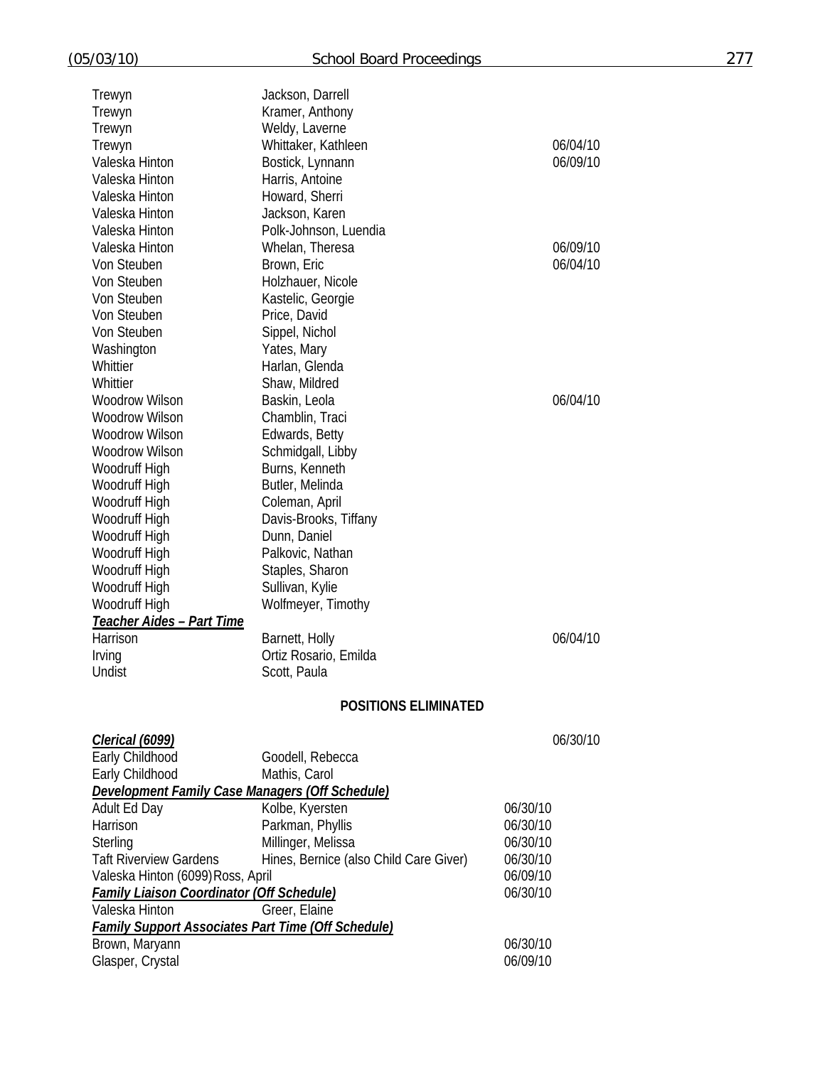| | | |
|---|---|---|
| Trewyn | Jackson, Darrell | |
| Trewyn | Kramer, Anthony | |
| Trewyn | Weldy, Laverne | |
| Trewyn | Whittaker, Kathleen | 06/04/10 |
| Valeska Hinton | Bostick, Lynnann | 06/09/10 |
| Valeska Hinton | Harris, Antoine | |
| Valeska Hinton | Howard, Sherri | |
| Valeska Hinton | Jackson, Karen | |
| Valeska Hinton | Polk-Johnson, Luendia | |
| Valeska Hinton | Whelan, Theresa | 06/09/10 |
| Von Steuben | Brown, Eric | 06/04/10 |
| Von Steuben | Holzhauer, Nicole | |
| Von Steuben | Kastelic, Georgie | |
| Von Steuben | Price, David | |
| Von Steuben | Sippel, Nichol | |
| Washington | Yates, Mary | |
| Whittier | Harlan, Glenda | |
| Whittier | Shaw, Mildred | |
| Woodrow Wilson | Baskin, Leola | 06/04/10 |
| Woodrow Wilson | Chamblin, Traci | |
| Woodrow Wilson | Edwards, Betty | |
| Woodrow Wilson | Schmidgall, Libby | |
| Woodruff High | Burns, Kenneth | |
| Woodruff High | Butler, Melinda | |
| Woodruff High | Coleman, April | |
| Woodruff High | Davis-Brooks, Tiffany | |
| Woodruff High | Dunn, Daniel | |
| Woodruff High | Palkovic, Nathan | |
| Woodruff High | Staples, Sharon | |
| Woodruff High | Sullivan, Kylie | |
| Woodruff High | Wolfmeyer, Timothy | |
| ***Teacher Aides – Part Time*** | | |
| Harrison | Barnett, Holly | 06/04/10 |
| Irving | Ortiz Rosario, Emilda | |
| Undist | Scott, Paula | |

**POSITIONS ELIMINATED**

| | | |
|---|---|---|
| ***Clerical (6099)*** | | 06/30/10 |
| Early Childhood | Goodell, Rebecca | |
| Early Childhood | Mathis, Carol | |
| ***Development Family Case Managers (Off Schedule)*** | | |
| Adult Ed Day | Kolbe, Kyersten | 06/30/10 |
| Harrison | Parkman, Phyllis | 06/30/10 |
| Sterling | Millinger, Melissa | 06/30/10 |
| Taft Riverview Gardens | Hines, Bernice (also Child Care Giver) | 06/30/10 |
| Valeska Hinton (6099) | Ross, April | 06/09/10 |
| ***Family Liaison Coordinator (Off Schedule)*** | | 06/30/10 |
| Valeska Hinton | Greer, Elaine | |
| ***Family Support Associates Part Time (Off Schedule)*** | | |
| Brown, Maryann | | 06/30/10 |
| Glasper, Crystal | | 06/09/10 |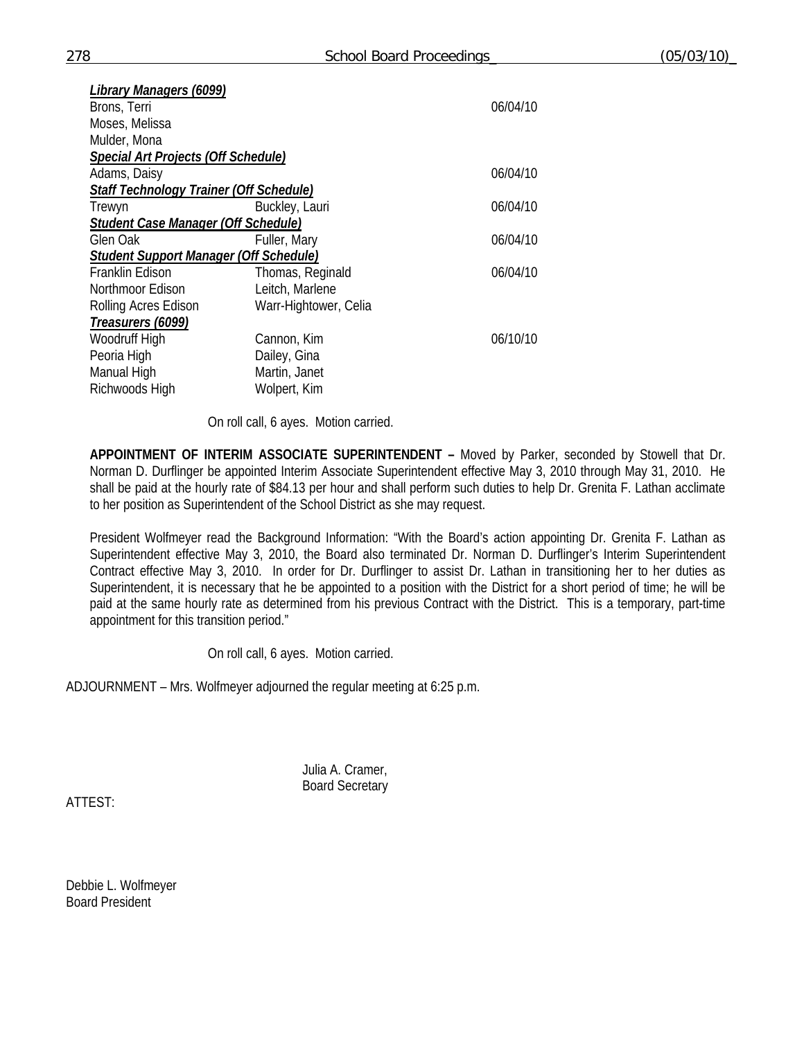| | | |
|---|---|---|
| ***Library Managers (6099)*** | | |
| Brons, Terri | | 06/04/10 |
| Moses, Melissa | | |
| Mulder, Mona | | |
| ***Special Art Projects (Off Schedule)*** | | |
| Adams, Daisy | | 06/04/10 |
| ***Staff Technology Trainer (Off Schedule)*** | | |
| Trewyn | Buckley, Lauri | 06/04/10 |
| ***Student Case Manager (Off Schedule)*** | | |
| Glen Oak | Fuller, Mary | 06/04/10 |
| ***Student Support Manager (Off Schedule)*** | | |
| Franklin Edison | Thomas, Reginald | 06/04/10 |
| Northmoor Edison | Leitch, Marlene | |
| Rolling Acres Edison | Warr-Hightower, Celia | |
| ***Treasurers (6099)*** | | |
| Woodruff High | Cannon, Kim | 06/10/10 |
| Peoria High | Dailey, Gina | |
| Manual High | Martin, Janet | |
| Richwoods High | Wolpert, Kim | |

On roll call, 6 ayes. Motion carried.

**APPOINTMENT OF INTERIM ASSOCIATE SUPERINTENDENT –** Moved by Parker, seconded by Stowell that Dr. Norman D. Durflinger be appointed Interim Associate Superintendent effective May 3, 2010 through May 31, 2010. He shall be paid at the hourly rate of $84.13 per hour and shall perform such duties to help Dr. Grenita F. Lathan acclimate to her position as Superintendent of the School District as she may request.

President Wolfmeyer read the Background Information: "With the Board's action appointing Dr. Grenita F. Lathan as Superintendent effective May 3, 2010, the Board also terminated Dr. Norman D. Durflinger's Interim Superintendent Contract effective May 3, 2010. In order for Dr. Durflinger to assist Dr. Lathan in transitioning her to her duties as Superintendent, it is necessary that he be appointed to a position with the District for a short period of time; he will be paid at the same hourly rate as determined from his previous Contract with the District. This is a temporary, part-time appointment for this transition period."

On roll call, 6 ayes. Motion carried.

ADJOURNMENT – Mrs. Wolfmeyer adjourned the regular meeting at 6:25 p.m.

Julia A. Cramer,
Board Secretary

ATTEST:

Debbie L. Wolfmeyer
Board President